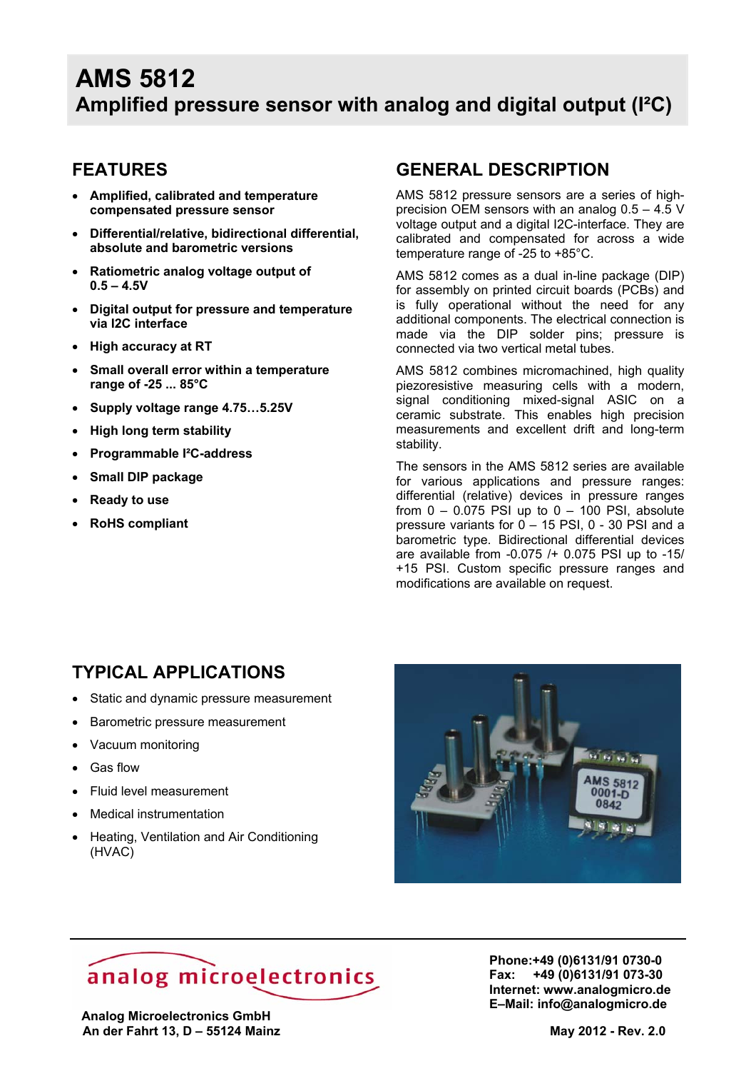# AMS 5812
## Amplified pressure sensor with analog and digital output (I²C)

## FEATURES

- **Amplified, calibrated and temperature compensated pressure sensor**
- **Differential/relative, bidirectional differential, absolute and barometric versions**
- **Ratiometric analog voltage output of 0.5 – 4.5V**
- **Digital output for pressure and temperature via I2C interface**
- **High accuracy at RT**
- **Small overall error within a temperature range of -25 ... 85°C**
- **Supply voltage range 4.75…5.25V**
- **High long term stability**
- **Programmable I²C-address**
- **Small DIP package**
- **Ready to use**
- **RoHS compliant**

## GENERAL DESCRIPTION

AMS 5812 pressure sensors are a series of high-precision OEM sensors with an analog 0.5 – 4.5 V voltage output and a digital I2C-interface. They are calibrated and compensated for across a wide temperature range of -25 to +85°C.

AMS 5812 comes as a dual in-line package (DIP) for assembly on printed circuit boards (PCBs) and is fully operational without the need for any additional components. The electrical connection is made via the DIP solder pins; pressure is connected via two vertical metal tubes.

AMS 5812 combines micromachined, high quality piezoresistive measuring cells with a modern, signal conditioning mixed-signal ASIC on a ceramic substrate. This enables high precision measurements and excellent drift and long-term stability.

The sensors in the AMS 5812 series are available for various applications and pressure ranges: differential (relative) devices in pressure ranges from 0 – 0.075 PSI up to 0 – 100 PSI, absolute pressure variants for 0 – 15 PSI, 0 - 30 PSI and a barometric type. Bidirectional differential devices are available from -0.075 /+ 0.075 PSI up to -15/ +15 PSI. Custom specific pressure ranges and modifications are available on request.

## TYPICAL APPLICATIONS

- Static and dynamic pressure measurement
- Barometric pressure measurement
- Vacuum monitoring
- Gas flow
- Fluid level measurement
- Medical instrumentation
- Heating, Ventilation and Air Conditioning (HVAC)

**analog microelectronics**

**Analog Microelectronics GmbH**
**An der Fahrt 13, D – 55124 Mainz**

**Phone:+49 (0)6131/91 0730-0**
**Fax: +49 (0)6131/91 073-30**
**Internet: www.analogmicro.de**
**E–Mail: info@analogmicro.de**

**May 2012 - Rev. 2.0**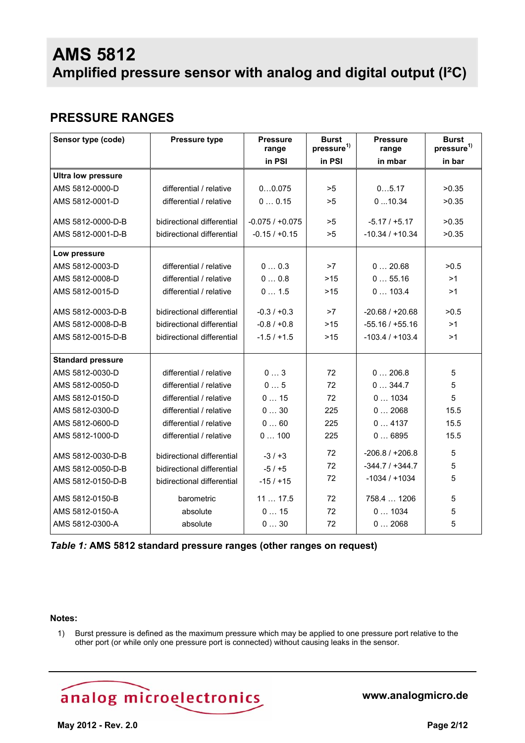# AMS 5812
## Amplified pressure sensor with analog and digital output (I²C)

## PRESSURE RANGES

| Sensor type (code) | Pressure type | Pressure range in PSI | Burst pressure[1)] in PSI | Pressure range in mbar | Burst pressure[1)] in bar |
|---|---|---|---|---|---|
| **Ultra low pressure** | | | | | |
| AMS 5812-0000-D | differential / relative | 0…0.075 | >5 | 0…5.17 | >0.35 |
| AMS 5812-0001-D | differential / relative | 0 … 0.15 | >5 | 0 …10.34 | >0.35 |
| AMS 5812-0000-D-B | bidirectional differential | -0.075 / +0.075 | >5 | -5.17 / +5.17 | >0.35 |
| AMS 5812-0001-D-B | bidirectional differential | -0.15 / +0.15 | >5 | -10.34 / +10.34 | >0.35 |
| **Low pressure** | | | | | |
| AMS 5812-0003-D | differential / relative | 0 … 0.3 | >7 | 0 … 20.68 | >0.5 |
| AMS 5812-0008-D | differential / relative | 0 … 0.8 | >15 | 0 … 55.16 | >1 |
| AMS 5812-0015-D | differential / relative | 0 … 1.5 | >15 | 0 … 103.4 | >1 |
| AMS 5812-0003-D-B | bidirectional differential | -0.3 / +0.3 | >7 | -20.68 / +20.68 | >0.5 |
| AMS 5812-0008-D-B | bidirectional differential | -0.8 / +0.8 | >15 | -55.16 / +55.16 | >1 |
| AMS 5812-0015-D-B | bidirectional differential | -1.5 / +1.5 | >15 | -103.4 / +103.4 | >1 |
| **Standard pressure** | | | | | |
| AMS 5812-0030-D | differential / relative | 0 … 3 | 72 | 0 … 206.8 | 5 |
| AMS 5812-0050-D | differential / relative | 0 … 5 | 72 | 0 … 344.7 | 5 |
| AMS 5812-0150-D | differential / relative | 0 … 15 | 72 | 0 … 1034 | 5 |
| AMS 5812-0300-D | differential / relative | 0 … 30 | 225 | 0 … 2068 | 15.5 |
| AMS 5812-0600-D | differential / relative | 0 … 60 | 225 | 0 … 4137 | 15.5 |
| AMS 5812-1000-D | differential / relative | 0 … 100 | 225 | 0 … 6895 | 15.5 |
| AMS 5812-0030-D-B | bidirectional differential | -3 / +3 | 72 | -206.8 / +206.8 | 5 |
| AMS 5812-0050-D-B | bidirectional differential | -5 / +5 | 72 | -344.7 / +344.7 | 5 |
| AMS 5812-0150-D-B | bidirectional differential | -15 / +15 | 72 | -1034 / +1034 | 5 |
| AMS 5812-0150-B | barometric | 11 … 17.5 | 72 | 758.4 … 1206 | 5 |
| AMS 5812-0150-A | absolute | 0 … 15 | 72 | 0 … 1034 | 5 |
| AMS 5812-0300-A | absolute | 0 … 30 | 72 | 0 … 2068 | 5 |

***Table 1:*** **AMS 5812 standard pressure ranges (other ranges on request)**

**Notes:**

1) Burst pressure is defined as the maximum pressure which may be applied to one pressure port relative to the other port (or while only one pressure port is connected) without causing leaks in the sensor.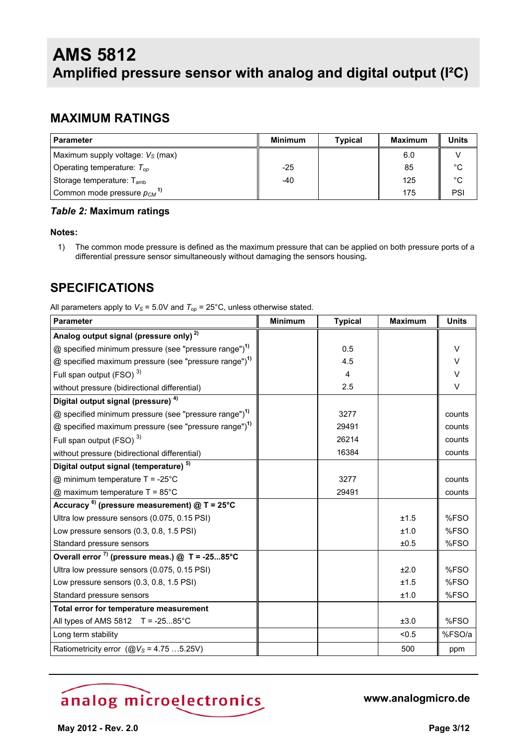# AMS 5812
## Amplified pressure sensor with analog and digital output (I²C)

## MAXIMUM RATINGS

| Parameter | Minimum | Typical | Maximum | Units |
|---|---|---|---|---|
| Maximum supply voltage: $V_S$ (max) | | | 6.0 | V |
| Operating temperature: $T_{op}$ | -25 | | 85 | °C |
| Storage temperature: $T_{amb}$ | -40 | | 125 | °C |
| Common mode pressure $p_{CM}$ [1] | | | 175 | PSI |

***Table 2:* Maximum ratings**

**Notes:**

1) The common mode pressure is defined as the maximum pressure that can be applied on both pressure ports of a differential pressure sensor simultaneously without damaging the sensors housing.

## SPECIFICATIONS

All parameters apply to $V_S$ = 5.0V and $T_{op}$ = 25°C, unless otherwise stated.

| Parameter | Minimum | Typical | Maximum | Units |
|---|---|---|---|---|
| **Analog output signal (pressure only)** [2] | | | | |
| @ specified minimum pressure (see "pressure range")[1] | | 0.5 | | V |
| @ specified maximum pressure (see "pressure range")[1] | | 4.5 | | V |
| Full span output (FSO) [3] | | 4 | | V |
| without pressure (bidirectional differential) | | 2.5 | | V |
| **Digital output signal (pressure)** [4] | | | | |
| @ specified minimum pressure (see "pressure range")[1] | | 3277 | | counts |
| @ specified maximum pressure (see "pressure range")[1] | | 29491 | | counts |
| Full span output (FSO) [3] | | 26214 | | counts |
| without pressure (bidirectional differential) | | 16384 | | counts |
| **Digital output signal (temperature)** [5] | | | | |
| @ minimum temperature T = -25°C | | 3277 | | counts |
| @ maximum temperature T = 85°C | | 29491 | | counts |
| **Accuracy** [6] **(pressure measurement) @ T = 25°C** | | | | |
| Ultra low pressure sensors (0.075, 0.15 PSI) | | | ±1.5 | %FSO |
| Low pressure sensors (0.3, 0.8, 1.5 PSI) | | | ±1.0 | %FSO |
| Standard pressure sensors | | | ±0.5 | %FSO |
| **Overall error** [7] **(pressure meas.) @ T = -25...85°C** | | | | |
| Ultra low pressure sensors (0.075, 0.15 PSI) | | | ±2.0 | %FSO |
| Low pressure sensors (0.3, 0.8, 1.5 PSI) | | | ±1.5 | %FSO |
| Standard pressure sensors | | | ±1.0 | %FSO |
| **Total error for temperature measurement** | | | | |
| All types of AMS 5812 T = -25...85°C | | | ±3.0 | %FSO |
| Long term stability | | | <0.5 | %FSO/a |
| Ratiometricity error (@$V_S$ = 4.75 ...5.25V) | | | 500 | ppm |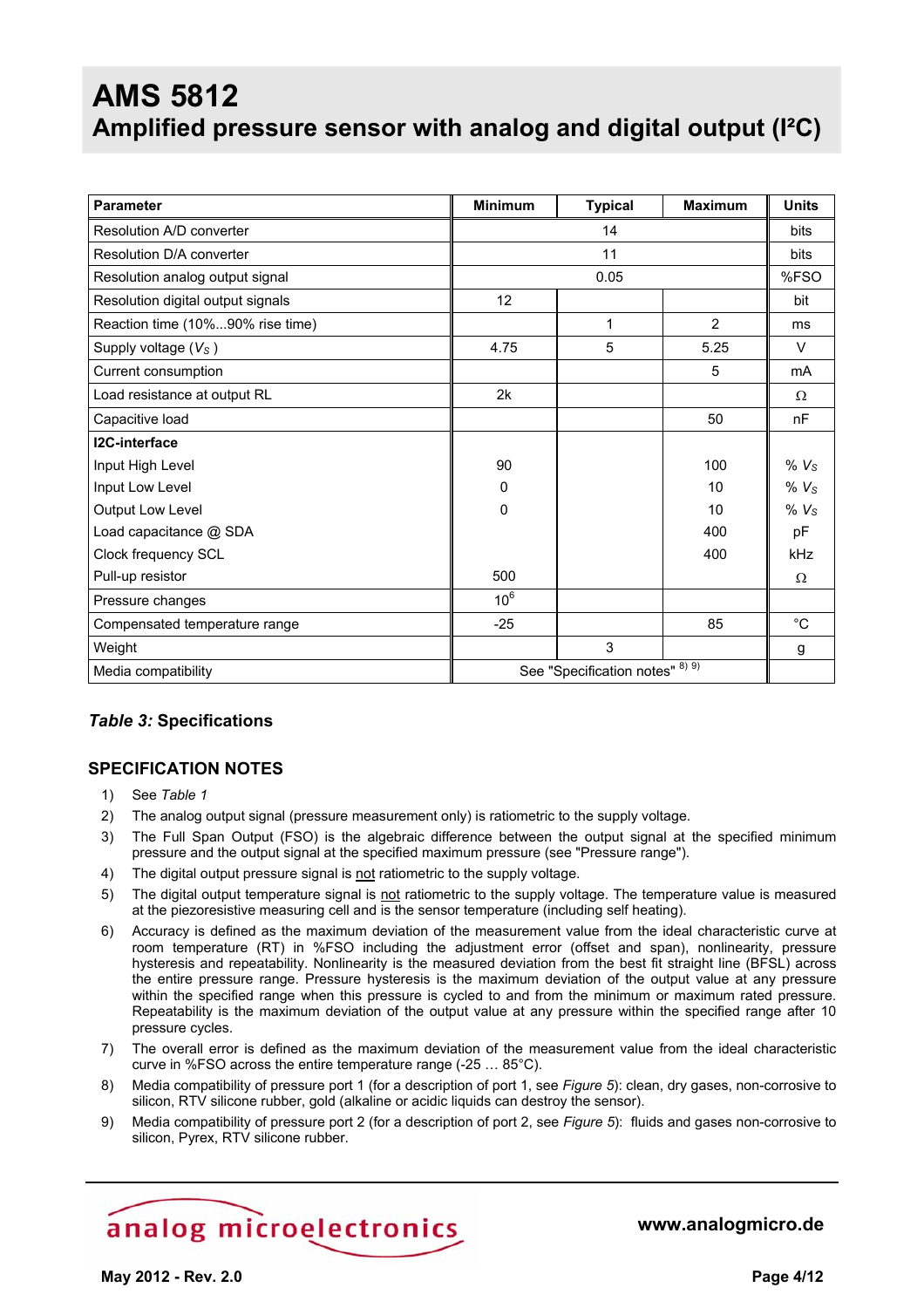# AMS 5812
## Amplified pressure sensor with analog and digital output (I²C)

| Parameter | Minimum | Typical | Maximum | Units |
|---|---|---|---|---|
| Resolution A/D converter | | 14 | | bits |
| Resolution D/A converter | | 11 | | bits |
| Resolution analog output signal | | 0.05 | | %FSO |
| Resolution digital output signals | 12 | | | bit |
| Reaction time (10%...90% rise time) | | 1 | 2 | ms |
| Supply voltage ($V_S$ ) | 4.75 | 5 | 5.25 | V |
| Current consumption | | | 5 | mA |
| Load resistance at output RL | 2k | | | Ω |
| Capacitive load | | | 50 | nF |
| **I2C-interface** | | | | |
| Input High Level | 90 | | 100 | % $V_S$ |
| Input Low Level | 0 | | 10 | % $V_S$ |
| Output Low Level | 0 | | 10 | % $V_S$ |
| Load capacitance @ SDA | | | 400 | pF |
| Clock frequency SCL | | | 400 | kHz |
| Pull-up resistor | 500 | | | Ω |
| Pressure changes | $10^6$ | | | |
| Compensated temperature range | -25 | | 85 | °C |
| Weight | | 3 | | g |
| Media compatibility | | See "Specification notes" [8) 9)] | | |

***Table 3:*** **Specifications**

## SPECIFICATION NOTES

1) See *Table 1*
2) The analog output signal (pressure measurement only) is ratiometric to the supply voltage.
3) The Full Span Output (FSO) is the algebraic difference between the output signal at the specified minimum pressure and the output signal at the specified maximum pressure (see "Pressure range").
4) The digital output pressure signal is not ratiometric to the supply voltage.
5) The digital output temperature signal is not ratiometric to the supply voltage. The temperature value is measured at the piezoresistive measuring cell and is the sensor temperature (including self heating).
6) Accuracy is defined as the maximum deviation of the measurement value from the ideal characteristic curve at room temperature (RT) in %FSO including the adjustment error (offset and span), nonlinearity, pressure hysteresis and repeatability. Nonlinearity is the measured deviation from the best fit straight line (BFSL) across the entire pressure range. Pressure hysteresis is the maximum deviation of the output value at any pressure within the specified range when this pressure is cycled to and from the minimum or maximum rated pressure. Repeatability is the maximum deviation of the output value at any pressure within the specified range after 10 pressure cycles.
7) The overall error is defined as the maximum deviation of the measurement value from the ideal characteristic curve in %FSO across the entire temperature range (-25 … 85°C).
8) Media compatibility of pressure port 1 (for a description of port 1, see *Figure 5*): clean, dry gases, non-corrosive to silicon, RTV silicone rubber, gold (alkaline or acidic liquids can destroy the sensor).
9) Media compatibility of pressure port 2 (for a description of port 2, see *Figure 5*): fluids and gases non-corrosive to silicon, Pyrex, RTV silicone rubber.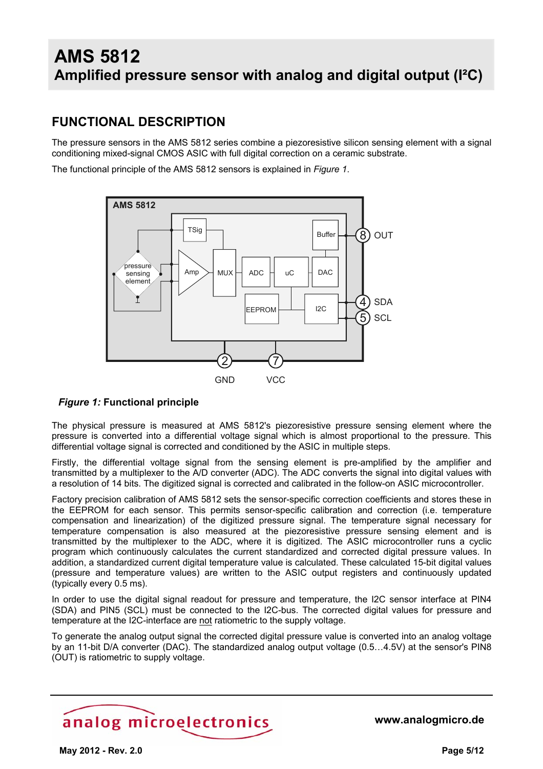# AMS 5812

## Amplified pressure sensor with analog and digital output (I²C)

## FUNCTIONAL DESCRIPTION

The pressure sensors in the AMS 5812 series combine a piezoresistive silicon sensing element with a signal conditioning mixed-signal CMOS ASIC with full digital correction on a ceramic substrate.

The functional principle of the AMS 5812 sensors is explained in *Figure 1*.

***Figure 1:*** **Functional principle**

The physical pressure is measured at AMS 5812's piezoresistive pressure sensing element where the pressure is converted into a differential voltage signal which is almost proportional to the pressure. This differential voltage signal is corrected and conditioned by the ASIC in multiple steps.

Firstly, the differential voltage signal from the sensing element is pre-amplified by the amplifier and transmitted by a multiplexer to the A/D converter (ADC). The ADC converts the signal into digital values with a resolution of 14 bits. The digitized signal is corrected and calibrated in the follow-on ASIC microcontroller.

Factory precision calibration of AMS 5812 sets the sensor-specific correction coefficients and stores these in the EEPROM for each sensor. This permits sensor-specific calibration and correction (i.e. temperature compensation and linearization) of the digitized pressure signal. The temperature signal necessary for temperature compensation is also measured at the piezoresistive pressure sensing element and is transmitted by the multiplexer to the ADC, where it is digitized. The ASIC microcontroller runs a cyclic program which continuously calculates the current standardized and corrected digital pressure values. In addition, a standardized current digital temperature value is calculated. These calculated 15-bit digital values (pressure and temperature values) are written to the ASIC output registers and continuously updated (typically every 0.5 ms).

In order to use the digital signal readout for pressure and temperature, the I2C sensor interface at PIN4 (SDA) and PIN5 (SCL) must be connected to the I2C-bus. The corrected digital values for pressure and temperature at the I2C-interface are not ratiometric to the supply voltage.

To generate the analog output signal the corrected digital pressure value is converted into an analog voltage by an 11-bit D/A converter (DAC). The standardized analog output voltage (0.5…4.5V) at the sensor's PIN8 (OUT) is ratiometric to supply voltage.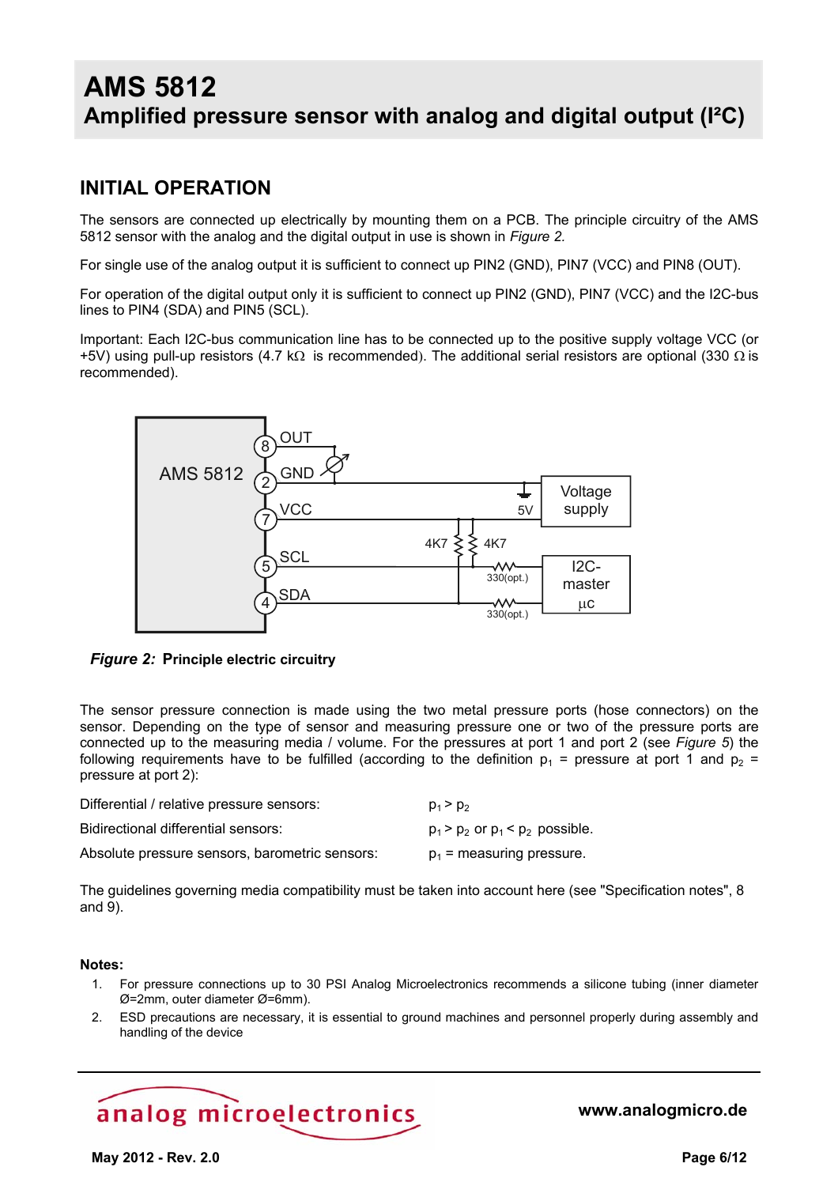## INITIAL OPERATION

The sensors are connected up electrically by mounting them on a PCB. The principle circuitry of the AMS 5812 sensor with the analog and the digital output in use is shown in *Figure 2.*

For single use of the analog output it is sufficient to connect up PIN2 (GND), PIN7 (VCC) and PIN8 (OUT).

For operation of the digital output only it is sufficient to connect up PIN2 (GND), PIN7 (VCC) and the I2C-bus lines to PIN4 (SDA) and PIN5 (SCL).

Important: Each I2C-bus communication line has to be connected up to the positive supply voltage VCC (or +5V) using pull-up resistors (4.7 kΩ is recommended). The additional serial resistors are optional (330 Ω is recommended).

***Figure 2:*** **Principle electric circuitry**

The sensor pressure connection is made using the two metal pressure ports (hose connectors) on the sensor. Depending on the type of sensor and measuring pressure one or two of the pressure ports are connected up to the measuring media / volume. For the pressures at port 1 and port 2 (see *Figure 5*) the following requirements have to be fulfilled (according to the definition $p_1$ = pressure at port 1 and $p_2$ = pressure at port 2):

| | |
|---|---|
| Differential / relative pressure sensors: | $p_1 > p_2$ |
| Bidirectional differential sensors: | $p_1 > p_2$ or $p_1 < p_2$ possible. |
| Absolute pressure sensors, barometric sensors: | $p_1$ = measuring pressure. |

The guidelines governing media compatibility must be taken into account here (see "Specification notes", 8 and 9).

**Notes:**

1. For pressure connections up to 30 PSI Analog Microelectronics recommends a silicone tubing (inner diameter Ø=2mm, outer diameter Ø=6mm).
2. ESD precautions are necessary, it is essential to ground machines and personnel properly during assembly and handling of the device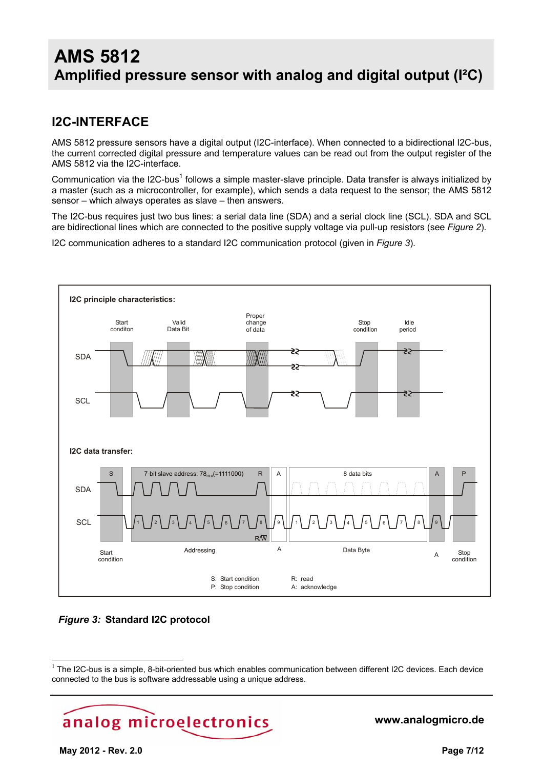## I2C-INTERFACE

AMS 5812 pressure sensors have a digital output (I2C-interface). When connected to a bidirectional I2C-bus, the current corrected digital pressure and temperature values can be read out from the output register of the AMS 5812 via the I2C-interface.

Communication via the I2C-bus[1] follows a simple master-slave principle. Data transfer is always initialized by a master (such as a microcontroller, for example), which sends a data request to the sensor; the AMS 5812 sensor – which always operates as slave – then answers.

The I2C-bus requires just two bus lines: a serial data line (SDA) and a serial clock line (SCL). SDA and SCL are bidirectional lines which are connected to the positive supply voltage via pull-up resistors (see *Figure 2*).

I2C communication adheres to a standard I2C communication protocol (given in *Figure 3*).

**I2C principle characteristics:**

Start conditon · Valid Data Bit · Proper change of data · Stop condition · Idle period

SDA · SCL

**I2C data transfer:**

S · 7-bit slave address: $78_{HEX}$(=1111000) · R · A · 8 data bits · A · P

SDA · SCL · R/$\overline{W}$

Start condition · Addressing · A · Data Byte · A · Stop condition

S: Start condition  
P: Stop condition  
R: read  
A: acknowledge

***Figure 3:*** **Standard I2C protocol**

[1] The I2C-bus is a simple, 8-bit-oriented bus which enables communication between different I2C devices. Each device connected to the bus is software addressable using a unique address.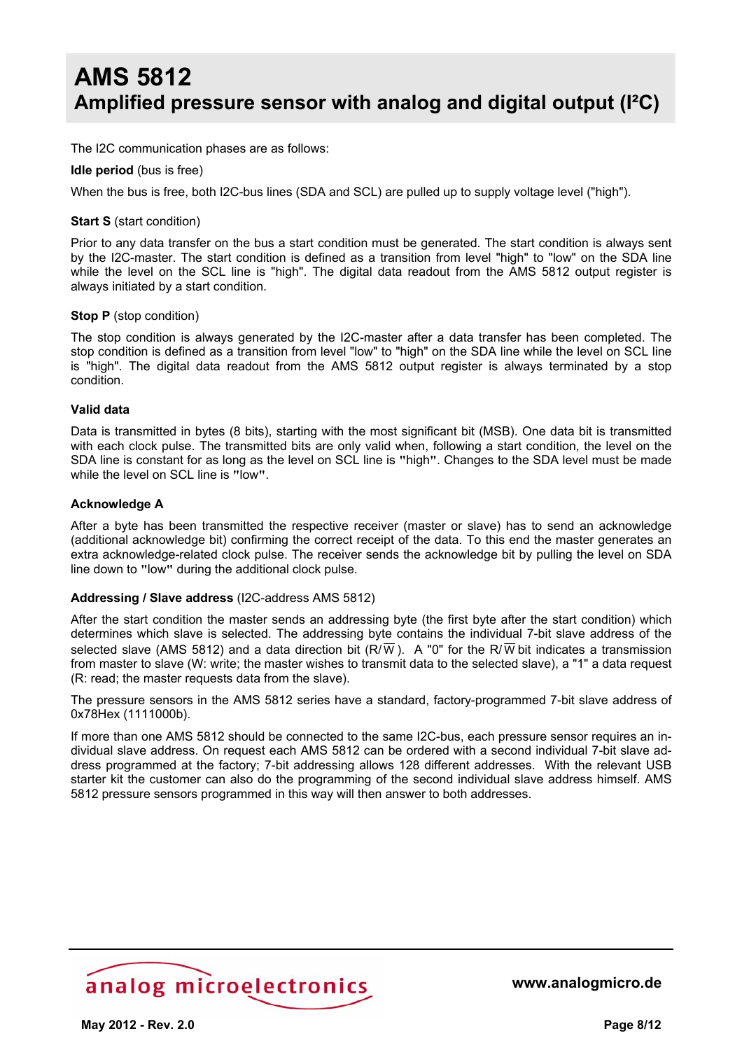The I2C communication phases are as follows:

**Idle period** (bus is free)

When the bus is free, both I2C-bus lines (SDA and SCL) are pulled up to supply voltage level ("high").

**Start S** (start condition)

Prior to any data transfer on the bus a start condition must be generated. The start condition is always sent by the I2C-master. The start condition is defined as a transition from level "high" to "low" on the SDA line while the level on the SCL line is "high". The digital data readout from the AMS 5812 output register is always initiated by a start condition.

**Stop P** (stop condition)

The stop condition is always generated by the I2C-master after a data transfer has been completed. The stop condition is defined as a transition from level "low" to "high" on the SDA line while the level on SCL line is "high". The digital data readout from the AMS 5812 output register is always terminated by a stop condition.

**Valid data**

Data is transmitted in bytes (8 bits), starting with the most significant bit (MSB). One data bit is transmitted with each clock pulse. The transmitted bits are only valid when, following a start condition, the level on the SDA line is constant for as long as the level on SCL line is "high". Changes to the SDA level must be made while the level on SCL line is "low".

**Acknowledge A**

After a byte has been transmitted the respective receiver (master or slave) has to send an acknowledge (additional acknowledge bit) confirming the correct receipt of the data. To this end the master generates an extra acknowledge-related clock pulse. The receiver sends the acknowledge bit by pulling the level on SDA line down to "low" during the additional clock pulse.

**Addressing / Slave address** (I2C-address AMS 5812)

After the start condition the master sends an addressing byte (the first byte after the start condition) which determines which slave is selected. The addressing byte contains the individual 7-bit slave address of the selected slave (AMS 5812) and a data direction bit ($R/\overline{W}$). A "0" for the $R/\overline{W}$ bit indicates a transmission from master to slave (W: write; the master wishes to transmit data to the selected slave), a "1" a data request (R: read; the master requests data from the slave).

The pressure sensors in the AMS 5812 series have a standard, factory-programmed 7-bit slave address of 0x78Hex (1111000b).

If more than one AMS 5812 should be connected to the same I2C-bus, each pressure sensor requires an individual slave address. On request each AMS 5812 can be ordered with a second individual 7-bit slave address programmed at the factory; 7-bit addressing allows 128 different addresses. With the relevant USB starter kit the customer can also do the programming of the second individual slave address himself. AMS 5812 pressure sensors programmed in this way will then answer to both addresses.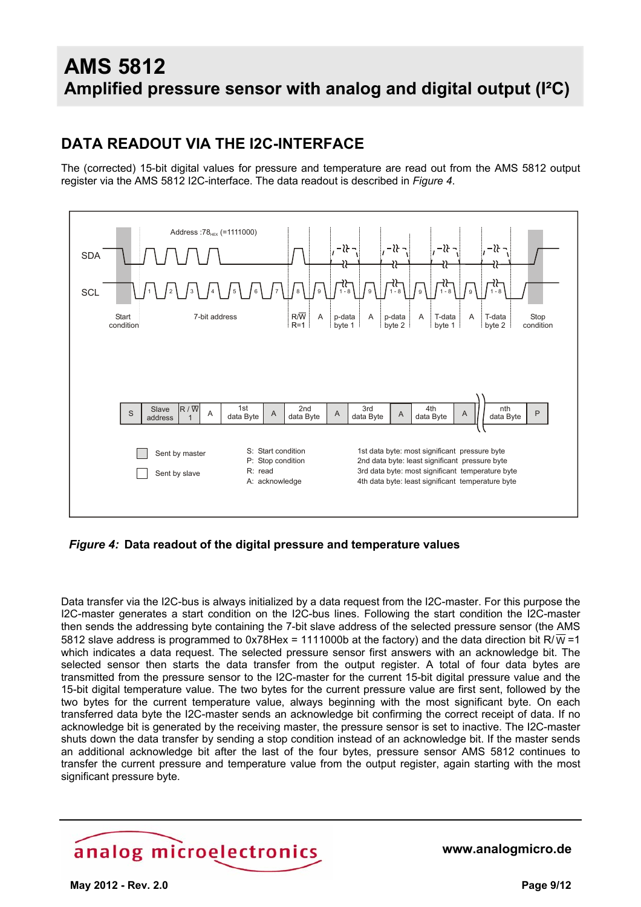## DATA READOUT VIA THE I2C-INTERFACE

The (corrected) 15-bit digital values for pressure and temperature are read out from the AMS 5812 output register via the AMS 5812 I2C-interface. The data readout is described in *Figure 4*.

| S | Slave address | R / $\overline{W}$ 1 | A | 1st data Byte | A | 2nd data Byte | A | 3rd data Byte | A | 4th data Byte | A | nth data Byte | P |
|---|---|---|---|---|---|---|---|---|---|---|---|---|---|

Sent by master

Sent by slave

S: Start condition
P: Stop condition
R: read
A: acknowledge

1st data byte: most significant pressure byte
2nd data byte: least significant pressure byte
3rd data byte: most significant temperature byte
4th data byte: least significant temperature byte

***Figure 4:*** **Data readout of the digital pressure and temperature values**

Data transfer via the I2C-bus is always initialized by a data request from the I2C-master. For this purpose the I2C-master generates a start condition on the I2C-bus lines. Following the start condition the I2C-master then sends the addressing byte containing the 7-bit slave address of the selected pressure sensor (the AMS 5812 slave address is programmed to 0x78Hex = 1111000b at the factory) and the data direction bit R/$\overline{W}$=1 which indicates a data request. The selected pressure sensor first answers with an acknowledge bit. The selected sensor then starts the data transfer from the output register. A total of four data bytes are transmitted from the pressure sensor to the I2C-master for the current 15-bit digital pressure value and the 15-bit digital temperature value. The two bytes for the current pressure value are first sent, followed by the two bytes for the current temperature value, always beginning with the most significant byte. On each transferred data byte the I2C-master sends an acknowledge bit confirming the correct receipt of data. If no acknowledge bit is generated by the receiving master, the pressure sensor is set to inactive. The I2C-master shuts down the data transfer by sending a stop condition instead of an acknowledge bit. If the master sends an additional acknowledge bit after the last of the four bytes, pressure sensor AMS 5812 continues to transfer the current pressure and temperature value from the output register, again starting with the most significant pressure byte.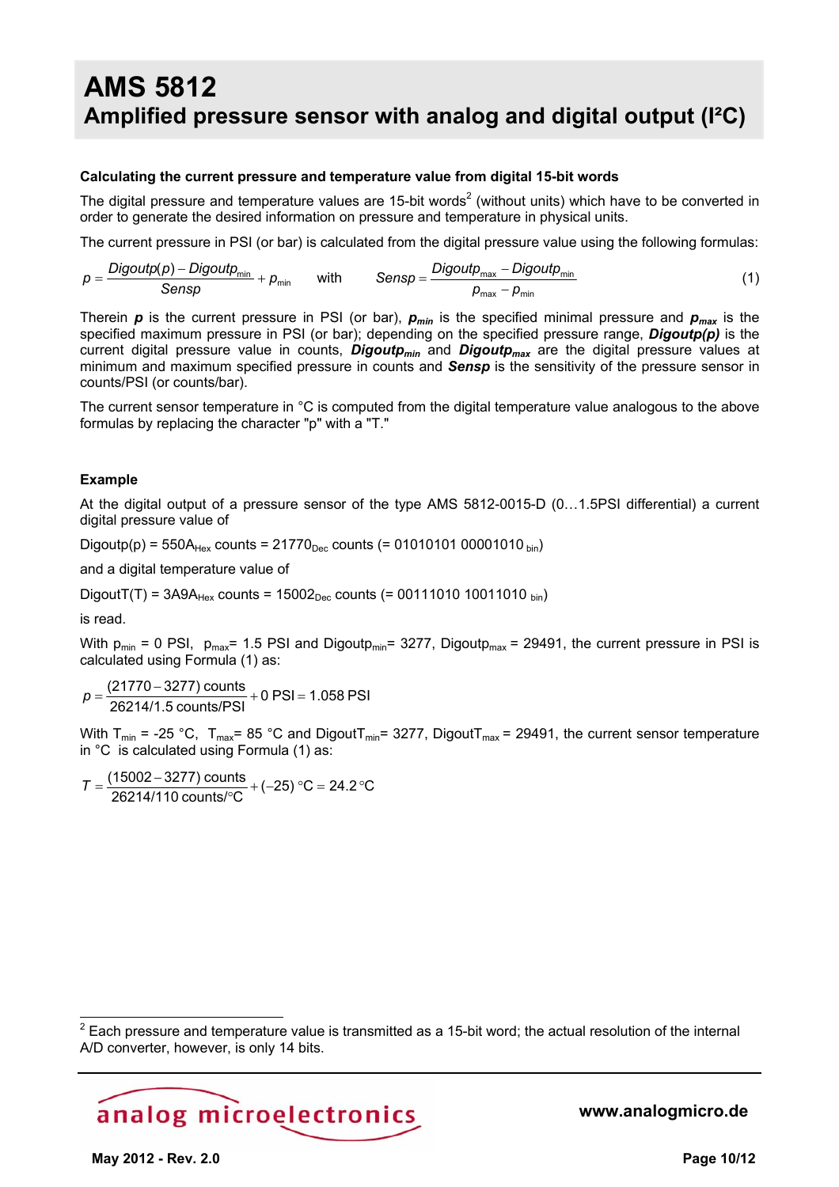# AMS 5812
## Amplified pressure sensor with analog and digital output (I²C)

### Calculating the current pressure and temperature value from digital 15-bit words

The digital pressure and temperature values are 15-bit words[2] (without units) which have to be converted in order to generate the desired information on pressure and temperature in physical units.

The current pressure in PSI (or bar) is calculated from the digital pressure value using the following formulas:

$$p = \frac{Digoutp(p) - Digoutp_{min}}{Sensp} + p_{min} \qquad \text{with} \qquad Sensp = \frac{Digoutp_{max} - Digoutp_{min}}{p_{max} - p_{min}} \tag{1}$$

Therein $\boldsymbol{p}$ is the current pressure in PSI (or bar), $\boldsymbol{p_{min}}$ is the specified minimal pressure and $\boldsymbol{p_{max}}$ is the specified maximum pressure in PSI (or bar); depending on the specified pressure range, ***Digoutp(p)*** is the current digital pressure value in counts, $\boldsymbol{Digoutp_{min}}$ and $\boldsymbol{Digoutp_{max}}$ are the digital pressure values at minimum and maximum specified pressure in counts and ***Sensp*** is the sensitivity of the pressure sensor in counts/PSI (or counts/bar).

The current sensor temperature in °C is computed from the digital temperature value analogous to the above formulas by replacing the character "p" with a "T."

### Example

At the digital output of a pressure sensor of the type AMS 5812-0015-D (0…1.5PSI differential) a current digital pressure value of

Digoutp(p) = $550A_{Hex}$ counts = $21770_{Dec}$ counts (= 01010101 00001010 $_{bin}$)

and a digital temperature value of

DigoutT(T) = $3A9A_{Hex}$ counts = $15002_{Dec}$ counts (= 00111010 10011010 $_{bin}$)

is read.

With $p_{min}$ = 0 PSI, $p_{max}$= 1.5 PSI and $Digoutp_{min}$= 3277, $Digoutp_{max}$ = 29491, the current pressure in PSI is calculated using Formula (1) as:

$$p = \frac{(21770 - 3277)\ \text{counts}}{26214/1.5\ \text{counts/PSI}} + 0\ \text{PSI} = 1.058\ \text{PSI}$$

With $T_{min}$ = -25 °C, $T_{max}$= 85 °C and $DigoutT_{min}$= 3277, $DigoutT_{max}$ = 29491, the current sensor temperature in °C is calculated using Formula (1) as:

$$T = \frac{(15002 - 3277)\ \text{counts}}{26214/110\ \text{counts/°C}} + (-25)\ °\text{C} = 24.2\ °\text{C}$$

---

[2] Each pressure and temperature value is transmitted as a 15-bit word; the actual resolution of the internal A/D converter, however, is only 14 bits.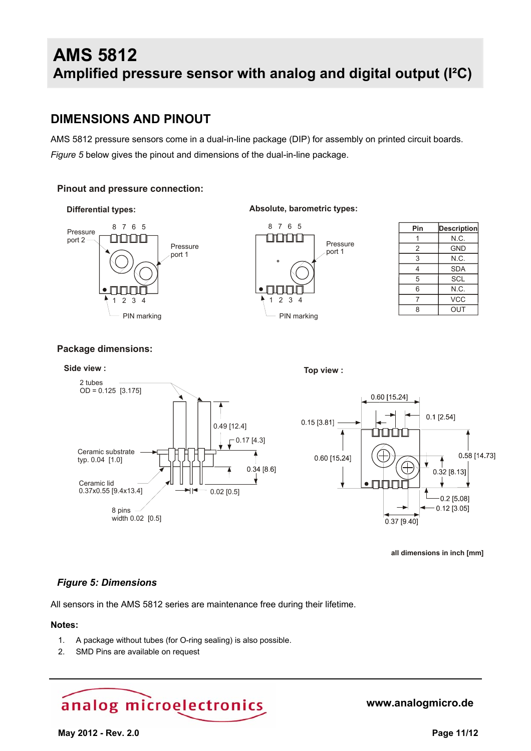# AMS 5812
## Amplified pressure sensor with analog and digital output (I²C)

## DIMENSIONS AND PINOUT

AMS 5812 pressure sensors come in a dual-in-line package (DIP) for assembly on printed circuit boards. *Figure 5* below gives the pinout and dimensions of the dual-in-line package.

### Pinout and pressure connection:

**Differential types:**

Pressure port 2, Pressure port 1, PIN marking

**Absolute, barometric types:**

Pressure port 1, PIN marking

| Pin | Description |
|---|---|
| 1 | N.C. |
| 2 | GND |
| 3 | N.C. |
| 4 | SDA |
| 5 | SCL |
| 6 | N.C. |
| 7 | VCC |
| 8 | OUT |

### Package dimensions:

**Side view :**

2 tubes OD = 0.125 [3.175]; 0.49 [12.4]; 0.17 [4.3]; Ceramic substrate typ. 0.04 [1.0]; 0.34 [8.6]; Ceramic lid 0.37x0.55 [9.4x13.4]; 0.02 [0.5]; 8 pins width 0.02 [0.5]

**Top view :**

0.60 [15.24]; 0.15 [3.81]; 0.1 [2.54]; 0.60 [15.24]; 0.58 [14.73]; 0.32 [8.13]; 0.2 [5.08]; 0.12 [3.05]; 0.37 [9.40]

**all dimensions in inch [mm]**

***Figure 5: Dimensions***

All sensors in the AMS 5812 series are maintenance free during their lifetime.

**Notes:**

1. A package without tubes (for O-ring sealing) is also possible.
2. SMD Pins are available on request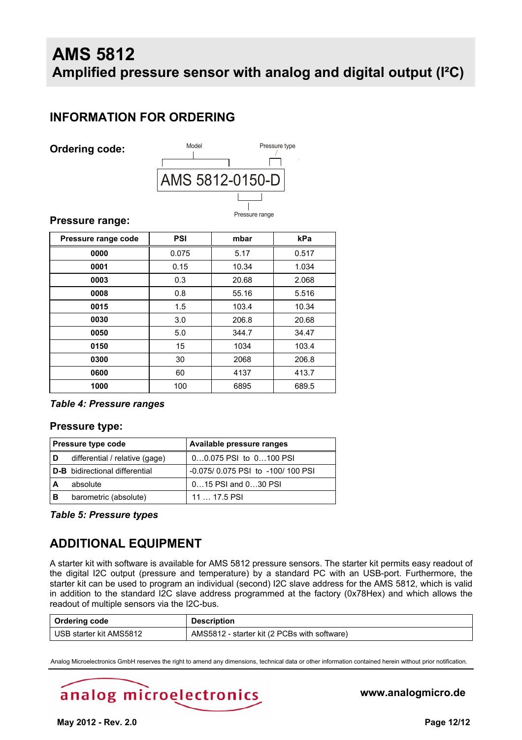# AMS 5812
## Amplified pressure sensor with analog and digital output (I²C)

## INFORMATION FOR ORDERING

### Ordering code:

Model

Pressure type

AMS 5812-0150-D

Pressure range

### Pressure range:

| Pressure range code | PSI | mbar | kPa |
|---|---|---|---|
| **0000** | 0.075 | 5.17 | 0.517 |
| **0001** | 0.15 | 10.34 | 1.034 |
| **0003** | 0.3 | 20.68 | 2.068 |
| **0008** | 0.8 | 55.16 | 5.516 |
| **0015** | 1.5 | 103.4 | 10.34 |
| **0030** | 3.0 | 206.8 | 20.68 |
| **0050** | 5.0 | 344.7 | 34.47 |
| **0150** | 15 | 1034 | 103.4 |
| **0300** | 30 | 2068 | 206.8 |
| **0600** | 60 | 4137 | 413.7 |
| **1000** | 100 | 6895 | 689.5 |

*Table 4: Pressure ranges*

### Pressure type:

| Pressure type code | | Available pressure ranges |
|---|---|---|
| **D** | differential / relative (gage) | 0…0.075 PSI to 0…100 PSI |
| **D-B** | bidirectional differential | -0.075/ 0.075 PSI to -100/ 100 PSI |
| **A** | absolute | 0…15 PSI and 0…30 PSI |
| **B** | barometric (absolute) | 11 … 17.5 PSI |

*Table 5: Pressure types*

## ADDITIONAL EQUIPMENT

A starter kit with software is available for AMS 5812 pressure sensors. The starter kit permits easy readout of the digital I2C output (pressure and temperature) by a standard PC with an USB-port. Furthermore, the starter kit can be used to program an individual (second) I2C slave address for the AMS 5812, which is valid in addition to the standard I2C slave address programmed at the factory (0x78Hex) and which allows the readout of multiple sensors via the I2C-bus.

| Ordering code | Description |
|---|---|
| USB starter kit AMS5812 | AMS5812 - starter kit (2 PCBs with software) |

Analog Microelectronics GmbH reserves the right to amend any dimensions, technical data or other information contained herein without prior notification.

analog microelectronics

www.analogmicro.de

May 2012 - Rev. 2.0